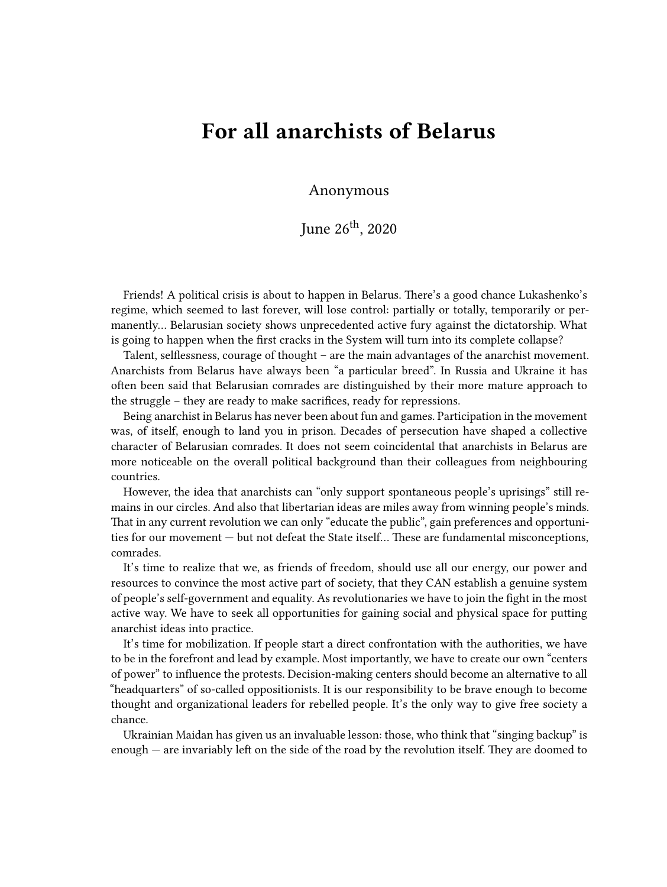# For all anarchists of Belarus

Anonymous

June 26th, 2020

Friends! A political crisis is about to happen in Belarus. There's a good chance Lukashenko's regime, which seemed to last forever, will lose control: partially or totally, temporarily or permanently… Belarusian society shows unprecedented active fury against the dictatorship. What is going to happen when the first cracks in the System will turn into its complete collapse?

Talent, selflessness, courage of thought – are the main advantages of the anarchist movement. Anarchists from Belarus have always been "a particular breed". In Russia and Ukraine it has often been said that Belarusian comrades are distinguished by their more mature approach to the struggle – they are ready to make sacrifices, ready for repressions.

Being anarchist in Belarus has never been about fun and games. Participation in the movement was, of itself, enough to land you in prison. Decades of persecution have shaped a collective character of Belarusian comrades. It does not seem coincidental that anarchists in Belarus are more noticeable on the overall political background than their colleagues from neighbouring countries.

However, the idea that anarchists can "only support spontaneous people's uprisings" still remains in our circles. And also that libertarian ideas are miles away from winning people's minds. That in any current revolution we can only "educate the public", gain preferences and opportunities for our movement — but not defeat the State itself… These are fundamental misconceptions, comrades.

It's time to realize that we, as friends of freedom, should use all our energy, our power and resources to convince the most active part of society, that they CAN establish a genuine system of people's self-government and equality. As revolutionaries we have to join the fight in the most active way. We have to seek all opportunities for gaining social and physical space for putting anarchist ideas into practice.

It's time for mobilization. If people start a direct confrontation with the authorities, we have to be in the forefront and lead by example. Most importantly, we have to create our own "centers of power" to influence the protests. Decision-making centers should become an alternative to all "headquarters" of so-called oppositionists. It is our responsibility to be brave enough to become thought and organizational leaders for rebelled people. It's the only way to give free society a chance.

Ukrainian Maidan has given us an invaluable lesson: those, who think that "singing backup" is enough — are invariably left on the side of the road by the revolution itself. They are doomed to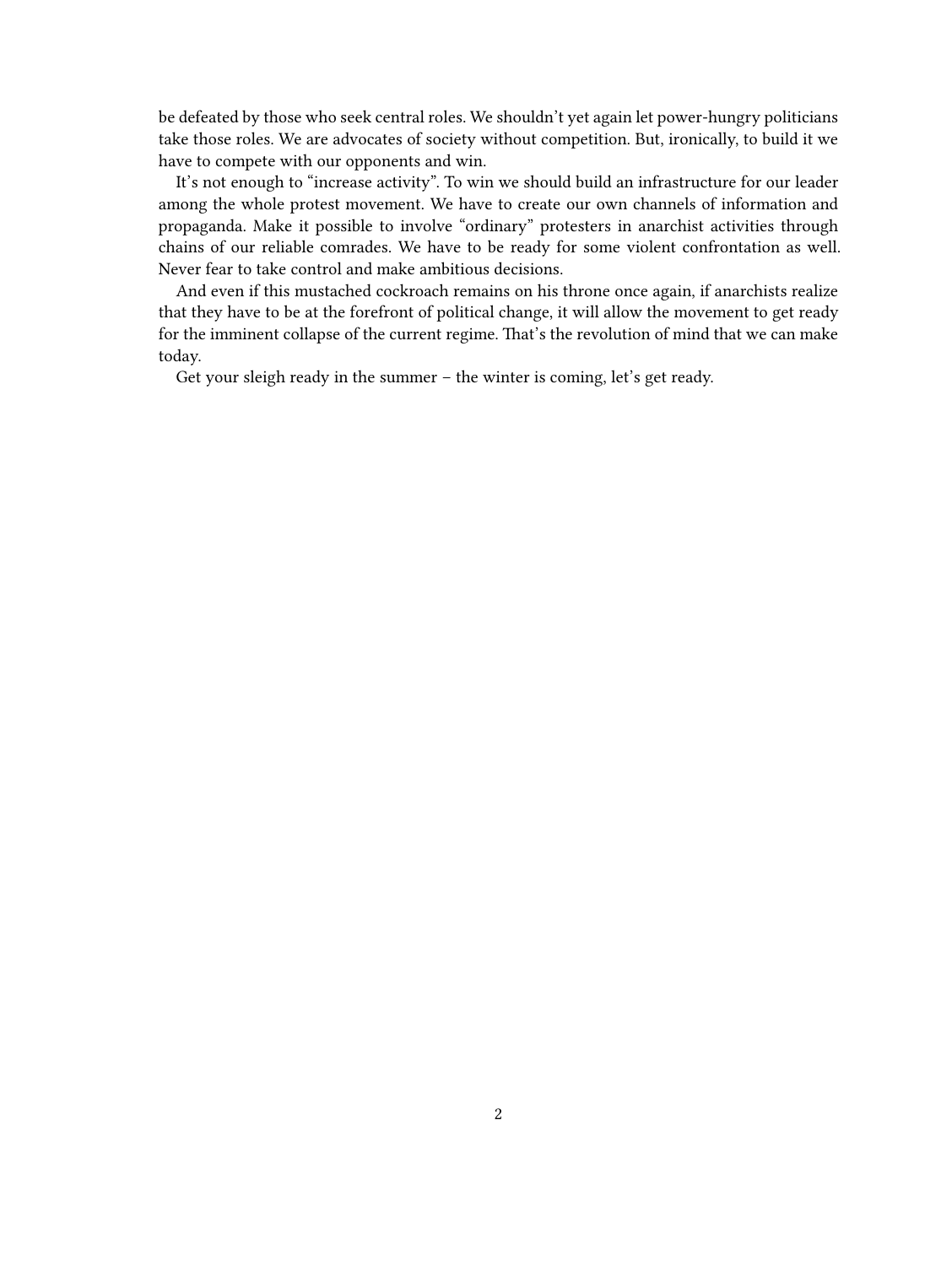be defeated by those who seek central roles. We shouldn't yet again let power-hungry politicians take those roles. We are advocates of society without competition. But, ironically, to build it we have to compete with our opponents and win.

It's not enough to "increase activity". To win we should build an infrastructure for our leader among the whole protest movement. We have to create our own channels of information and propaganda. Make it possible to involve "ordinary" protesters in anarchist activities through chains of our reliable comrades. We have to be ready for some violent confrontation as well. Never fear to take control and make ambitious decisions.

And even if this mustached cockroach remains on his throne once again, if anarchists realize that they have to be at the forefront of political change, it will allow the movement to get ready for the imminent collapse of the current regime. That's the revolution of mind that we can make today.

Get your sleigh ready in the summer – the winter is coming, let's get ready.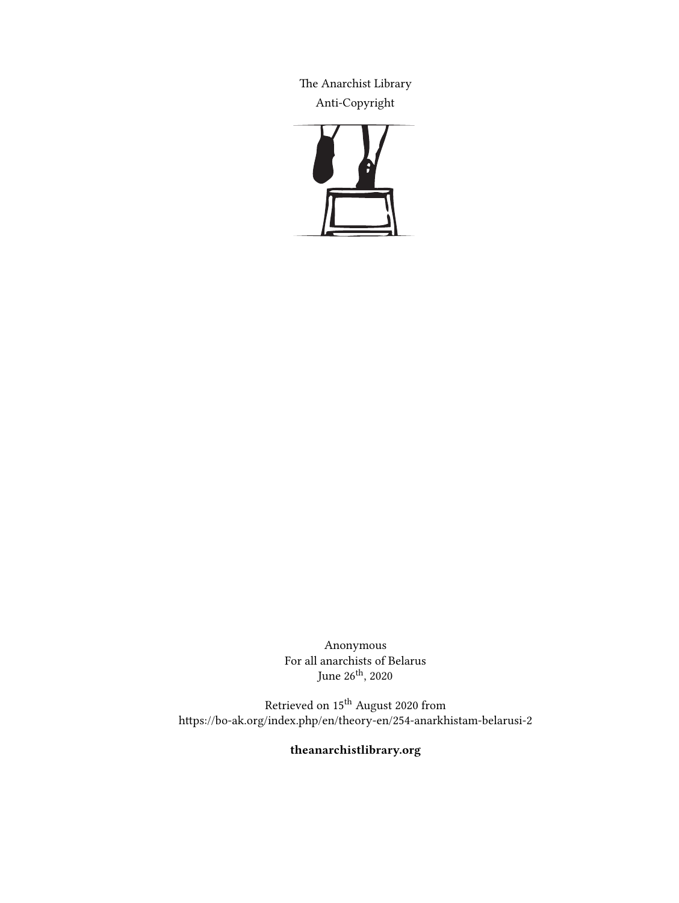The Anarchist Library
Anti-Copyright

Anonymous
For all anarchists of Belarus
June 26th, 2020

Retrieved on 15th August 2020 from
https://bo-ak.org/index.php/en/theory-en/254-anarkhistam-belarusi-2

**theanarchistlibrary.org**